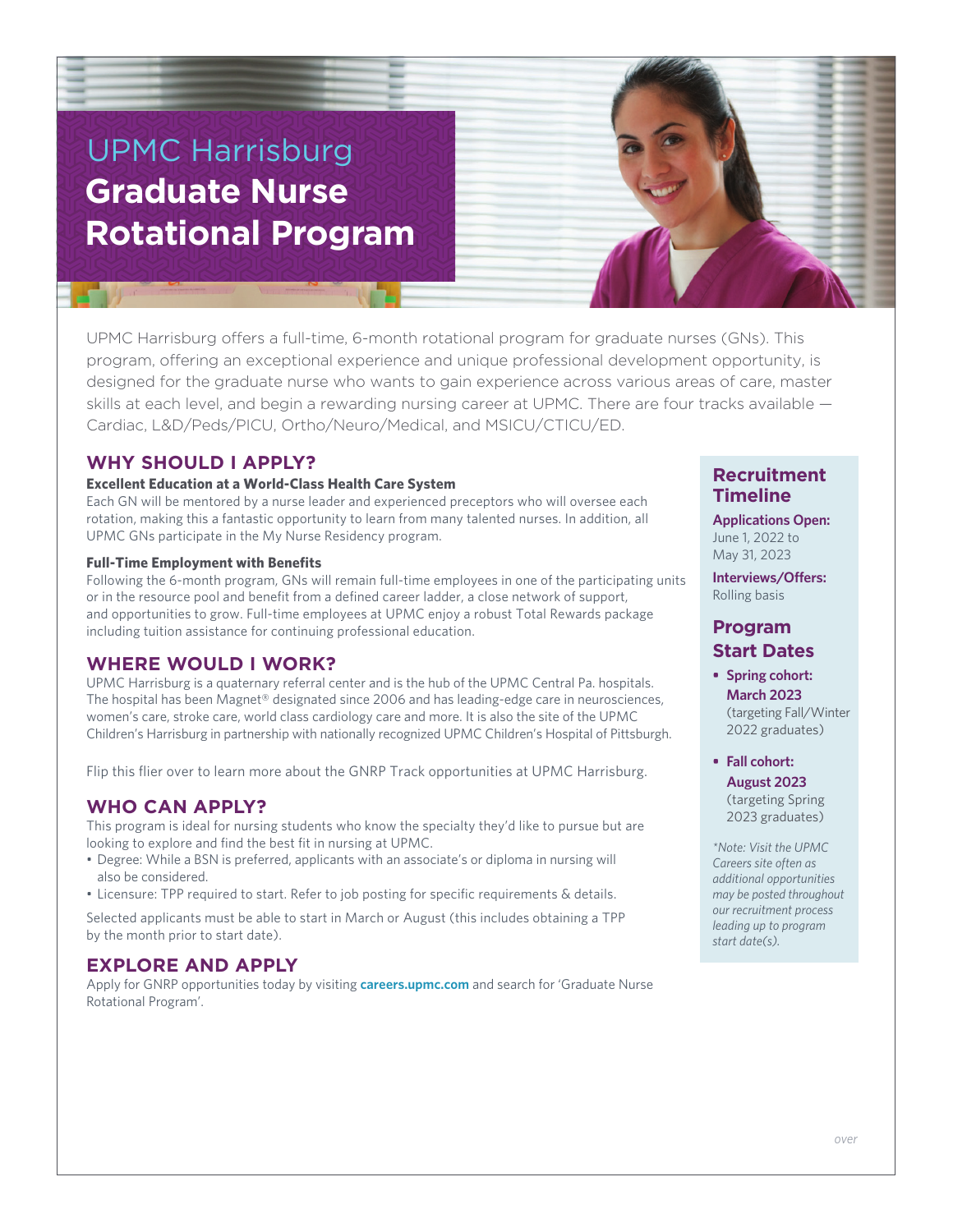# UPMC Harrisburg
# Graduate Nurse Rotational Program

UPMC Harrisburg offers a full-time, 6-month rotational program for graduate nurses (GNs). This program, offering an exceptional experience and unique professional development opportunity, is designed for the graduate nurse who wants to gain experience across various areas of care, master skills at each level, and begin a rewarding nursing career at UPMC. There are four tracks available — Cardiac, L&D/Peds/PICU, Ortho/Neuro/Medical, and MSICU/CTICU/ED.

## WHY SHOULD I APPLY?

**Excellent Education at a World-Class Health Care System**

Each GN will be mentored by a nurse leader and experienced preceptors who will oversee each rotation, making this a fantastic opportunity to learn from many talented nurses. In addition, all UPMC GNs participate in the My Nurse Residency program.

**Full-Time Employment with Benefits**

Following the 6-month program, GNs will remain full-time employees in one of the participating units or in the resource pool and benefit from a defined career ladder, a close network of support, and opportunities to grow. Full-time employees at UPMC enjoy a robust Total Rewards package including tuition assistance for continuing professional education.

## WHERE WOULD I WORK?

UPMC Harrisburg is a quaternary referral center and is the hub of the UPMC Central Pa. hospitals. The hospital has been Magnet® designated since 2006 and has leading-edge care in neurosciences, women's care, stroke care, world class cardiology care and more. It is also the site of the UPMC Children's Harrisburg in partnership with nationally recognized UPMC Children's Hospital of Pittsburgh.

Flip this flier over to learn more about the GNRP Track opportunities at UPMC Harrisburg.

## WHO CAN APPLY?

This program is ideal for nursing students who know the specialty they'd like to pursue but are looking to explore and find the best fit in nursing at UPMC.

- Degree: While a BSN is preferred, applicants with an associate's or diploma in nursing will also be considered.
- Licensure: TPP required to start. Refer to job posting for specific requirements & details.

Selected applicants must be able to start in March or August (this includes obtaining a TPP by the month prior to start date).

## EXPLORE AND APPLY

Apply for GNRP opportunities today by visiting **careers.upmc.com** and search for 'Graduate Nurse Rotational Program'.

## Recruitment Timeline

**Applications Open:**
June 1, 2022 to May 31, 2023

**Interviews/Offers:**
Rolling basis

## Program Start Dates

- **Spring cohort: March 2023** (targeting Fall/Winter 2022 graduates)
- **Fall cohort: August 2023** (targeting Spring 2023 graduates)

*\*Note: Visit the UPMC Careers site often as additional opportunities may be posted throughout our recruitment process leading up to program start date(s).*

*over*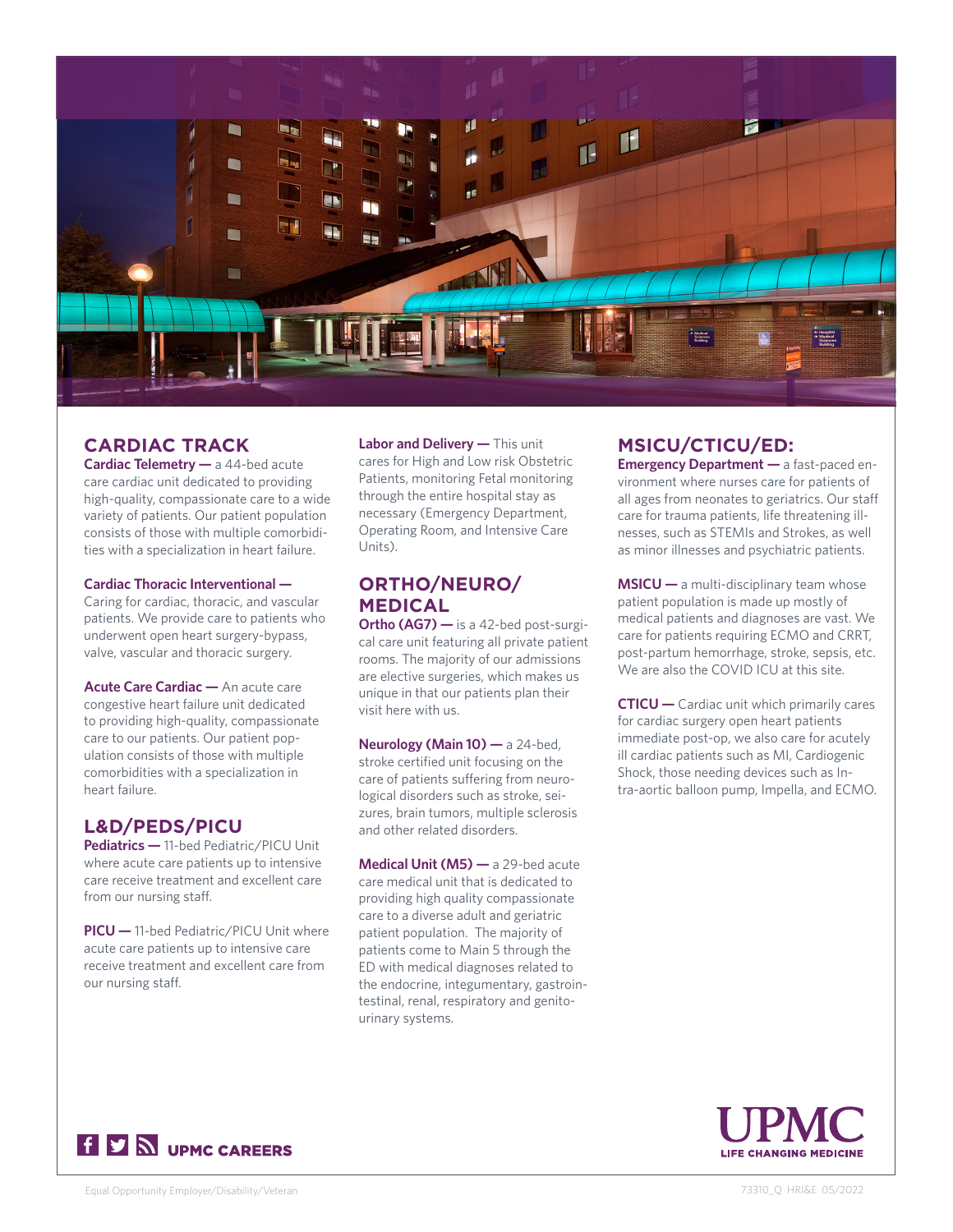## CARDIAC TRACK

**Cardiac Telemetry —** a 44-bed acute care cardiac unit dedicated to providing high-quality, compassionate care to a wide variety of patients. Our patient population consists of those with multiple comorbidities with a specialization in heart failure.

**Cardiac Thoracic Interventional —** Caring for cardiac, thoracic, and vascular patients. We provide care to patients who underwent open heart surgery-bypass, valve, vascular and thoracic surgery.

**Acute Care Cardiac —** An acute care congestive heart failure unit dedicated to providing high-quality, compassionate care to our patients. Our patient population consists of those with multiple comorbidities with a specialization in heart failure.

## L&D/PEDS/PICU

**Pediatrics —** 11-bed Pediatric/PICU Unit where acute care patients up to intensive care receive treatment and excellent care from our nursing staff.

**PICU —** 11-bed Pediatric/PICU Unit where acute care patients up to intensive care receive treatment and excellent care from our nursing staff.

**Labor and Delivery —** This unit cares for High and Low risk Obstetric Patients, monitoring Fetal monitoring through the entire hospital stay as necessary (Emergency Department, Operating Room, and Intensive Care Units).

## ORTHO/NEURO/ MEDICAL

**Ortho (AG7) —** is a 42-bed post-surgical care unit featuring all private patient rooms. The majority of our admissions are elective surgeries, which makes us unique in that our patients plan their visit here with us.

**Neurology (Main 10) —** a 24-bed, stroke certified unit focusing on the care of patients suffering from neurological disorders such as stroke, seizures, brain tumors, multiple sclerosis and other related disorders.

**Medical Unit (M5) —** a 29-bed acute care medical unit that is dedicated to providing high quality compassionate care to a diverse adult and geriatric patient population. The majority of patients come to Main 5 through the ED with medical diagnoses related to the endocrine, integumentary, gastrointestinal, renal, respiratory and genitourinary systems.

## MSICU/CTICU/ED:

**Emergency Department —** a fast-paced environment where nurses care for patients of all ages from neonates to geriatrics. Our staff care for trauma patients, life threatening illnesses, such as STEMIs and Strokes, as well as minor illnesses and psychiatric patients.

**MSICU —** a multi-disciplinary team whose patient population is made up mostly of medical patients and diagnoses are vast. We care for patients requiring ECMO and CRRT, post-partum hemorrhage, stroke, sepsis, etc. We are also the COVID ICU at this site.

**CTICU —** Cardiac unit which primarily cares for cardiac surgery open heart patients immediate post-op, we also care for acutely ill cardiac patients such as MI, Cardiogenic Shock, those needing devices such as Intra-aortic balloon pump, Impella, and ECMO.

UPMC CAREERS

UPMC
LIFE CHANGING MEDICINE

Equal Opportunity Employer/Disability/Veteran

73310_Q HRI&E 05/2022